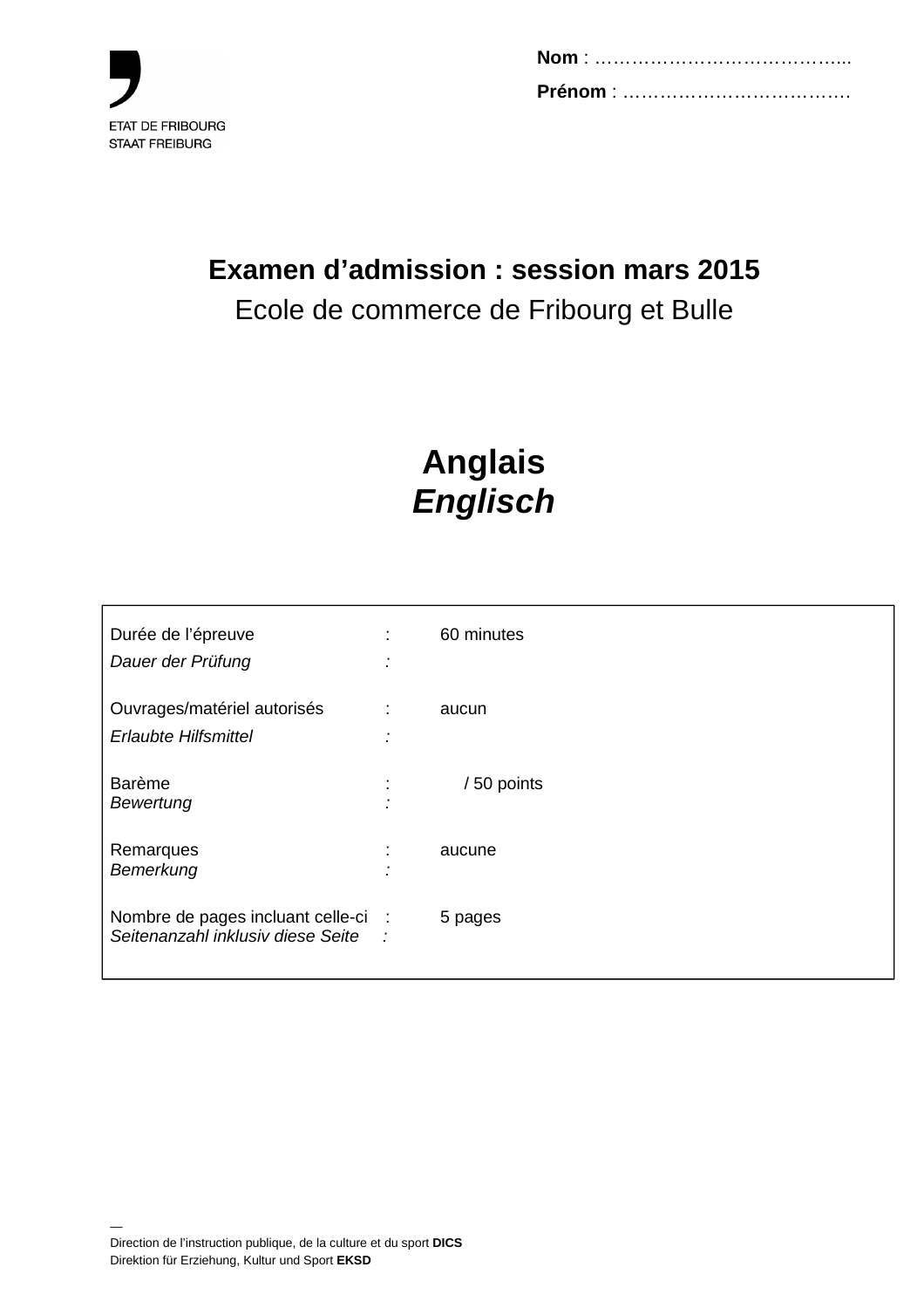ETAT DE FRIBOURG
STAAT FREIBURG

**Nom** : …………………………………..

**Prénom** : ……………………………….

# Examen d'admission : session mars 2015

Ecole de commerce de Fribourg et Bulle

# Anglais
# *Englisch*

| | | |
|---|---|---|
| Durée de l'épreuve<br>*Dauer der Prüfung* | :<br>*:* | 60 minutes |
| Ouvrages/matériel autorisés<br>*Erlaubte Hilfsmittel* | :<br>*:* | aucun |
| Barème<br>*Bewertung* | :<br>*:* | / 50 points |
| Remarques<br>*Bemerkung* | :<br>*:* | aucune |
| Nombre de pages incluant celle-ci<br>*Seitenanzahl inklusiv diese Seite* | :<br>*:* | 5 pages |

—
Direction de l'instruction publique, de la culture et du sport **DICS**
Direktion für Erziehung, Kultur und Sport **EKSD**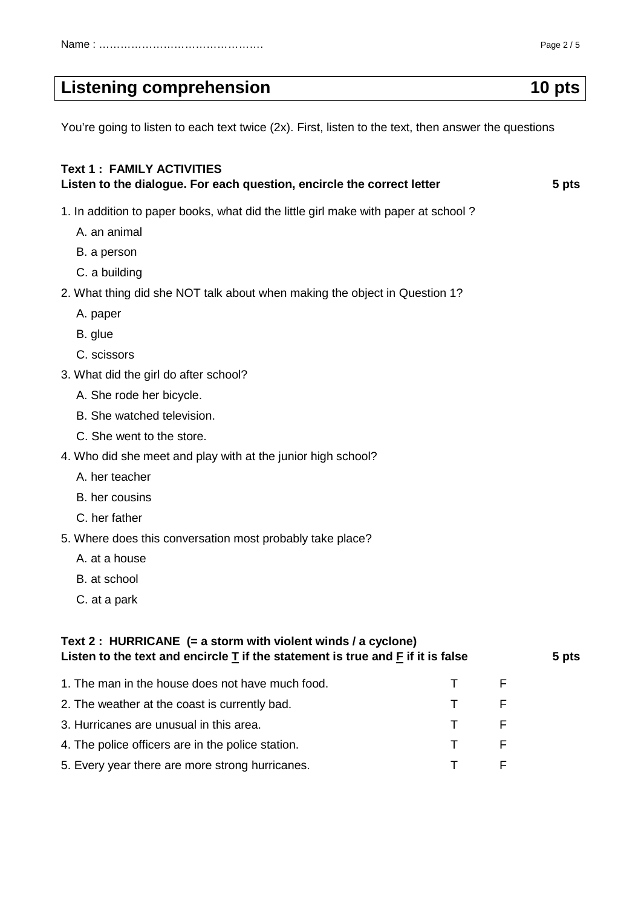Name : ……………………………………….

## Listening comprehension 10 pts

You're going to listen to each text twice (2x). First, listen to the text, then answer the questions

**Text 1 : FAMILY ACTIVITIES**
**Listen to the dialogue. For each question, encircle the correct letter 5 pts**

1. In addition to paper books, what did the little girl make with paper at school ?
   - A. an animal
   - B. a person
   - C. a building
2. What thing did she NOT talk about when making the object in Question 1?
   - A. paper
   - B. glue
   - C. scissors
3. What did the girl do after school?
   - A. She rode her bicycle.
   - B. She watched television.
   - C. She went to the store.
4. Who did she meet and play with at the junior high school?
   - A. her teacher
   - B. her cousins
   - C. her father
5. Where does this conversation most probably take place?
   - A. at a house
   - B. at school
   - C. at a park

**Text 2 : HURRICANE (= a storm with violent winds / a cyclone)**
**Listen to the text and encircle <u>T</u> if the statement is true and <u>F</u> if it is false 5 pts**

| | | |
|---|---|---|
| 1. The man in the house does not have much food. | T | F |
| 2. The weather at the coast is currently bad. | T | F |
| 3. Hurricanes are unusual in this area. | T | F |
| 4. The police officers are in the police station. | T | F |
| 5. Every year there are more strong hurricanes. | T | F |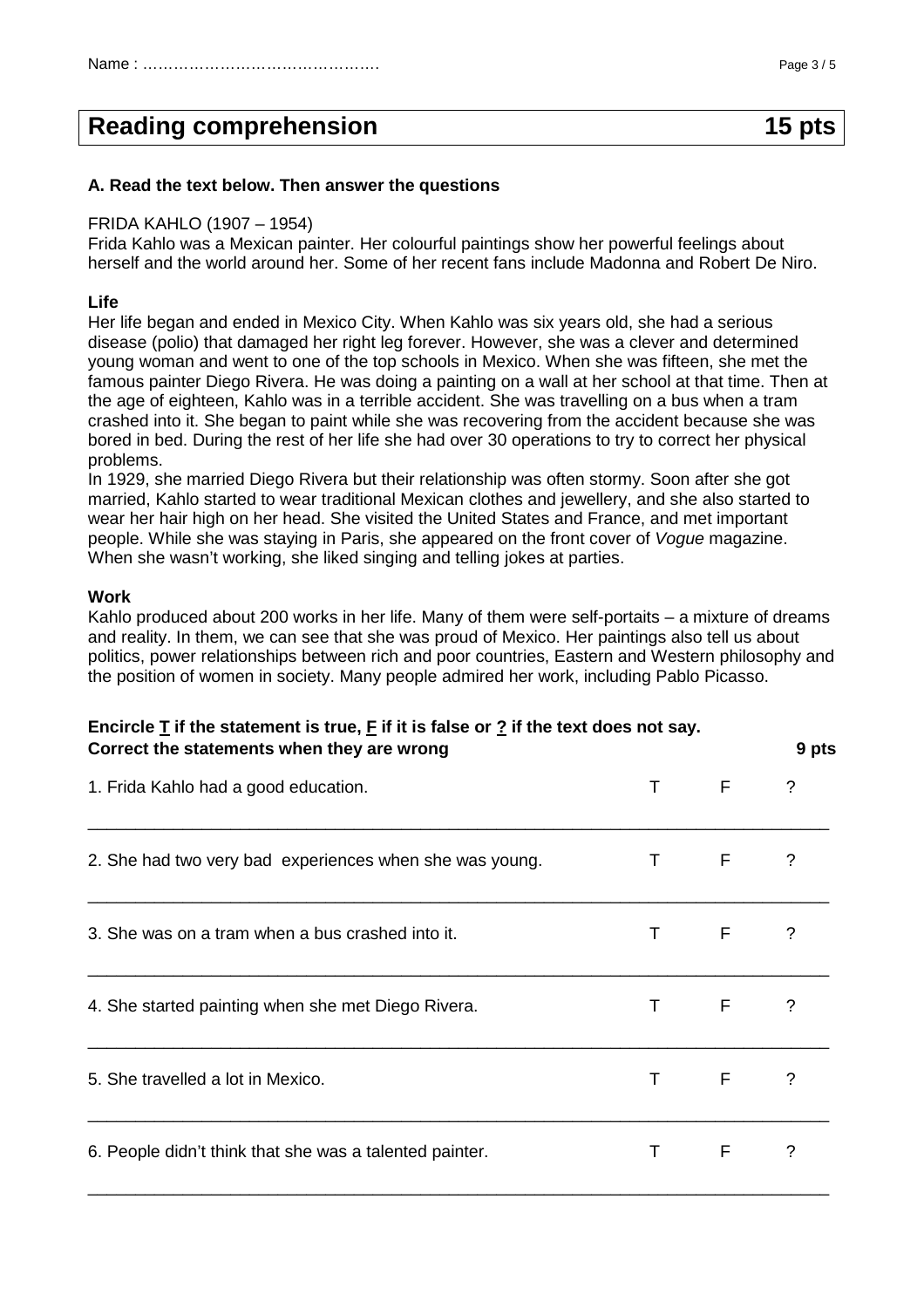Name : ……………………………………….

## Reading comprehension 15 pts

**A. Read the text below. Then answer the questions**

FRIDA KAHLO (1907 – 1954)
Frida Kahlo was a Mexican painter. Her colourful paintings show her powerful feelings about herself and the world around her. Some of her recent fans include Madonna and Robert De Niro.

**Life**

Her life began and ended in Mexico City. When Kahlo was six years old, she had a serious disease (polio) that damaged her right leg forever. However, she was a clever and determined young woman and went to one of the top schools in Mexico. When she was fifteen, she met the famous painter Diego Rivera. He was doing a painting on a wall at her school at that time. Then at the age of eighteen, Kahlo was in a terrible accident. She was travelling on a bus when a tram crashed into it. She began to paint while she was recovering from the accident because she was bored in bed. During the rest of her life she had over 30 operations to try to correct her physical problems.

In 1929, she married Diego Rivera but their relationship was often stormy. Soon after she got married, Kahlo started to wear traditional Mexican clothes and jewellery, and she also started to wear her hair high on her head. She visited the United States and France, and met important people. While she was staying in Paris, she appeared on the front cover of *Vogue* magazine. When she wasn't working, she liked singing and telling jokes at parties.

**Work**

Kahlo produced about 200 works in her life. Many of them were self-portaits – a mixture of dreams and reality. In them, we can see that she was proud of Mexico. Her paintings also tell us about politics, power relationships between rich and poor countries, Eastern and Western philosophy and the position of women in society. Many people admired her work, including Pablo Picasso.

**Encircle T if the statement is true, F if it is false or ? if the text does not say. Correct the statements when they are wrong** **9 pts**

1. Frida Kahlo had a good education. T F ?

___________________________________________________________________________

2. She had two very bad experiences when she was young. T F ?

___________________________________________________________________________

3. She was on a tram when a bus crashed into it. T F ?

___________________________________________________________________________

4. She started painting when she met Diego Rivera. T F ?

___________________________________________________________________________

5. She travelled a lot in Mexico. T F ?

___________________________________________________________________________

6. People didn't think that she was a talented painter. T F ?

___________________________________________________________________________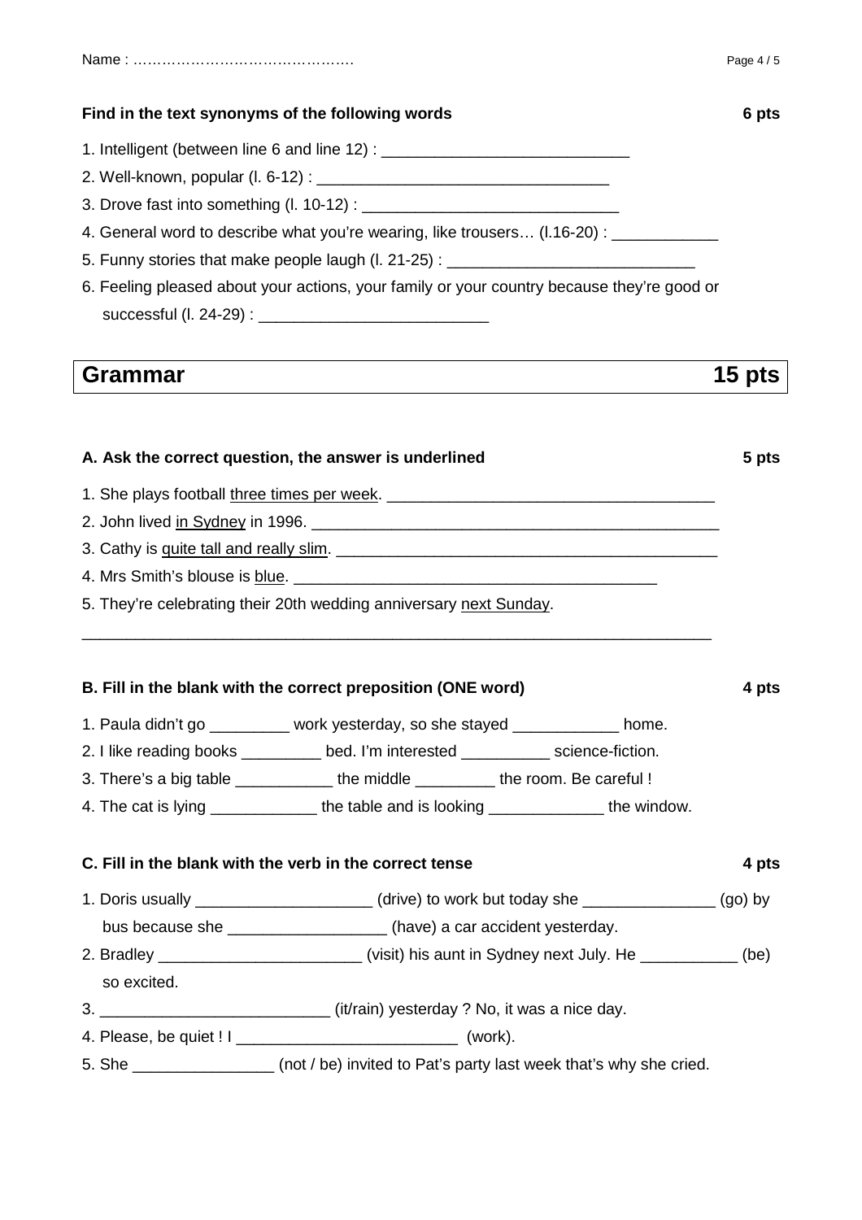Name : ……………………………………….

**Find in the text synonyms of the following words** **6 pts**

1. Intelligent (between line 6 and line 12) : ____________________________
2. Well-known, popular (l. 6-12) : __________________________________
3. Drove fast into something (l. 10-12) : _____________________________
4. General word to describe what you're wearing, like trousers… (l.16-20) : ____________
5. Funny stories that make people laugh (l. 21-25) : ____________________________
6. Feeling pleased about your actions, your family or your country because they're good or successful (l. 24-29) : __________________________

## Grammar 15 pts

**A. Ask the correct question, the answer is underlined** **5 pts**

1. She plays football <u>three times per week</u>. ______________________________________
2. John lived <u>in Sydney</u> in 1996. __________________________________________________
3. Cathy is <u>quite tall and really slim</u>. ____________________________________________
4. Mrs Smith's blouse is <u>blue</u>. __________________________________________
5. They're celebrating their 20th wedding anniversary <u>next Sunday</u>.

_________________________________________________________________________

**B. Fill in the blank with the correct preposition (ONE word)** **4 pts**

1. Paula didn't go _________ work yesterday, so she stayed ____________ home.
2. I like reading books _________ bed. I'm interested __________ science-fiction.
3. There's a big table ___________ the middle _________ the room. Be careful !
4. The cat is lying ____________ the table and is looking _____________ the window.

**C. Fill in the blank with the verb in the correct tense** **4 pts**

1. Doris usually ____________________ (drive) to work but today she _______________ (go) by bus because she __________________ (have) a car accident yesterday.
2. Bradley _______________________ (visit) his aunt in Sydney next July. He ___________ (be) so excited.
3. __________________________ (it/rain) yesterday ? No, it was a nice day.
4. Please, be quiet ! I _________________________ (work).
5. She ________________ (not / be) invited to Pat's party last week that's why she cried.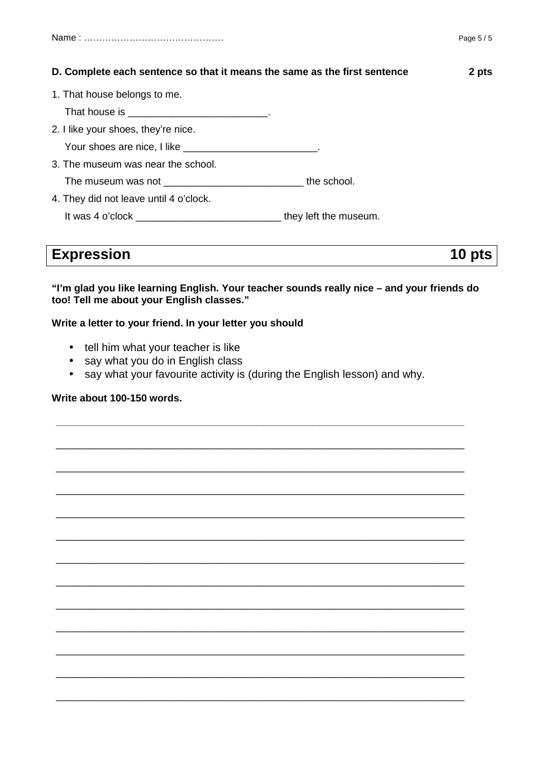Name : ……………………………………….

**D. Complete each sentence so that it means the same as the first sentence** **2 pts**

1. That house belongs to me.

   That house is ________________________.

2. I like your shoes, they're nice.

   Your shoes are nice, I like ________________________.

3. The museum was near the school.

   The museum was not ________________________ the school.

4. They did not leave until 4 o'clock.

   It was 4 o'clock ________________________ they left the museum.

## Expression 10 pts

**"I'm glad you like learning English. Your teacher sounds really nice – and your friends do too! Tell me about your English classes."**

**Write a letter to your friend. In your letter you should**

- tell him what your teacher is like
- say what you do in English class
- say what your favourite activity is (during the English lesson) and why.

**Write about 100-150 words.**

______________________________________________________________________

______________________________________________________________________

______________________________________________________________________

______________________________________________________________________

______________________________________________________________________

______________________________________________________________________

______________________________________________________________________

______________________________________________________________________

______________________________________________________________________

______________________________________________________________________

______________________________________________________________________

______________________________________________________________________

______________________________________________________________________